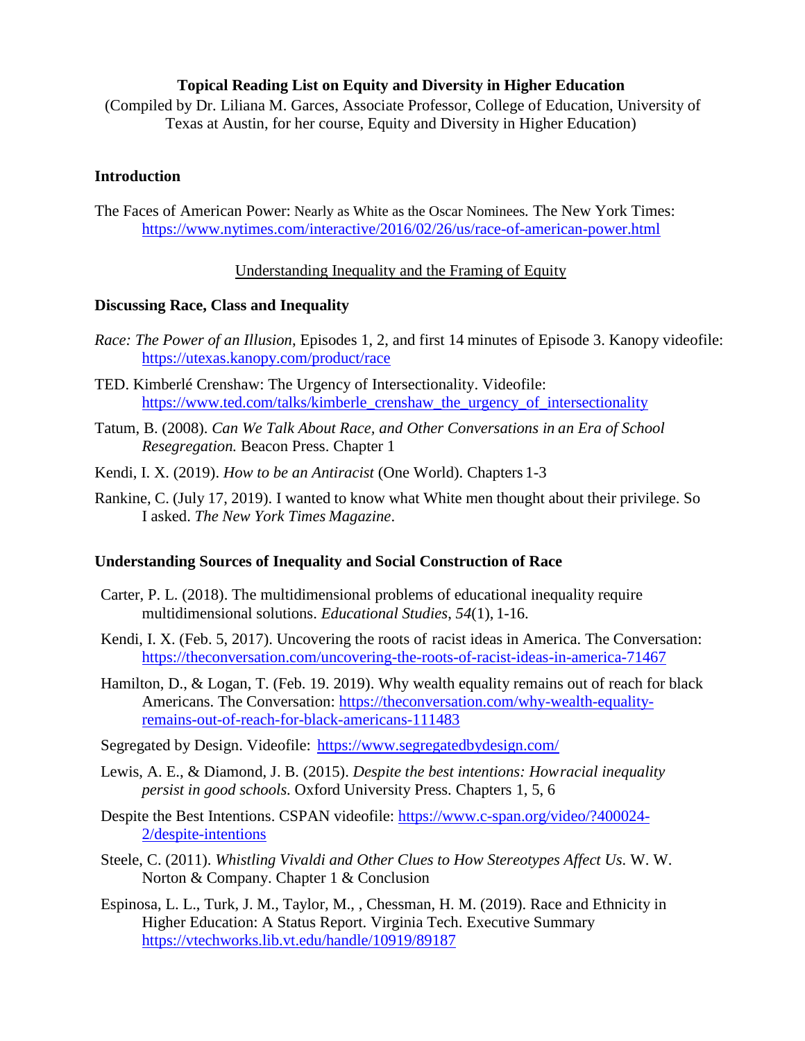**Topical Reading List on Equity and Diversity in Higher Education**

(Compiled by Dr. Liliana M. Garces, Associate Professor, College of Education, University of Texas at Austin, for her course, Equity and Diversity in Higher Education)

## Introduction

The Faces of American Power: Nearly as White as the Oscar Nominees. The New York Times: https://www.nytimes.com/interactive/2016/02/26/us/race-of-american-power.html

Understanding Inequality and the Framing of Equity

## Discussing Race, Class and Inequality

*Race: The Power of an Illusion*, Episodes 1, 2, and first 14 minutes of Episode 3. Kanopy videofile: https://utexas.kanopy.com/product/race

TED. Kimberlé Crenshaw: The Urgency of Intersectionality. Videofile: https://www.ted.com/talks/kimberle_crenshaw_the_urgency_of_intersectionality

Tatum, B. (2008). *Can We Talk About Race, and Other Conversations in an Era of School Resegregation.* Beacon Press. Chapter 1

Kendi, I. X. (2019). *How to be an Antiracist* (One World). Chapters 1-3

Rankine, C. (July 17, 2019). I wanted to know what White men thought about their privilege. So I asked. *The New York Times Magazine*.

## Understanding Sources of Inequality and Social Construction of Race

Carter, P. L. (2018). The multidimensional problems of educational inequality require multidimensional solutions. *Educational Studies*, *54*(1), 1-16.

Kendi, I. X. (Feb. 5, 2017). Uncovering the roots of racist ideas in America. The Conversation: https://theconversation.com/uncovering-the-roots-of-racist-ideas-in-america-71467

Hamilton, D., & Logan, T. (Feb. 19. 2019). Why wealth equality remains out of reach for black Americans. The Conversation: https://theconversation.com/why-wealth-equality-remains-out-of-reach-for-black-americans-111483

Segregated by Design. Videofile: https://www.segregatedbydesign.com/

Lewis, A. E., & Diamond, J. B. (2015). *Despite the best intentions: How racial inequality persist in good schools.* Oxford University Press. Chapters 1, 5, 6

Despite the Best Intentions. CSPAN videofile: https://www.c-span.org/video/?400024-2/despite-intentions

Steele, C. (2011). *Whistling Vivaldi and Other Clues to How Stereotypes Affect Us*. W. W. Norton & Company. Chapter 1 & Conclusion

Espinosa, L. L., Turk, J. M., Taylor, M., , Chessman, H. M. (2019). Race and Ethnicity in Higher Education: A Status Report. Virginia Tech. Executive Summary https://vtechworks.lib.vt.edu/handle/10919/89187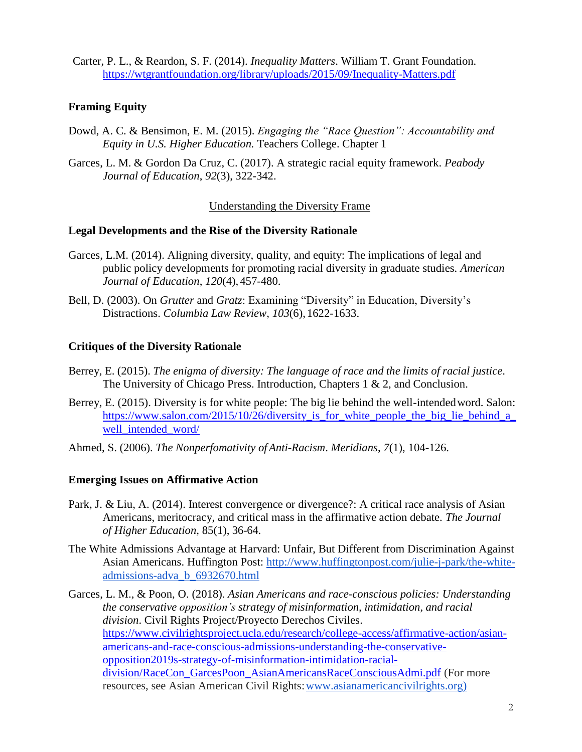Carter, P. L., & Reardon, S. F. (2014). *Inequality Matters*. William T. Grant Foundation. https://wtgrantfoundation.org/library/uploads/2015/09/Inequality-Matters.pdf

**Framing Equity**

Dowd, A. C. & Bensimon, E. M. (2015). *Engaging the "Race Question": Accountability and Equity in U.S. Higher Education.* Teachers College. Chapter 1

Garces, L. M. & Gordon Da Cruz, C. (2017). A strategic racial equity framework. *Peabody Journal of Education*, *92*(3), 322-342.

<u>Understanding the Diversity Frame</u>

**Legal Developments and the Rise of the Diversity Rationale**

Garces, L.M. (2014). Aligning diversity, quality, and equity: The implications of legal and public policy developments for promoting racial diversity in graduate studies. *American Journal of Education*, *120*(4), 457-480.

Bell, D. (2003). On *Grutter* and *Gratz*: Examining "Diversity" in Education, Diversity's Distractions. *Columbia Law Review*, *103*(6), 1622-1633.

**Critiques of the Diversity Rationale**

Berrey, E. (2015). *The enigma of diversity: The language of race and the limits of racial justice*. The University of Chicago Press. Introduction, Chapters 1 & 2, and Conclusion.

Berrey, E. (2015). Diversity is for white people: The big lie behind the well-intended word. Salon: https://www.salon.com/2015/10/26/diversity_is_for_white_people_the_big_lie_behind_a_well_intended_word/

Ahmed, S. (2006). *The Nonperfomativity of Anti-Racism*. *Meridians*, *7*(1), 104-126.

**Emerging Issues on Affirmative Action**

Park, J. & Liu, A. (2014). Interest convergence or divergence?: A critical race analysis of Asian Americans, meritocracy, and critical mass in the affirmative action debate. *The Journal of Higher Education*, 85(1), 36-64.

The White Admissions Advantage at Harvard: Unfair, But Different from Discrimination Against Asian Americans. Huffington Post: http://www.huffingtonpost.com/julie-j-park/the-white-admissions-adva_b_6932670.html

Garces, L. M., & Poon, O. (2018). *Asian Americans and race-conscious policies: Understanding the conservative opposition's strategy of misinformation, intimidation, and racial division*. Civil Rights Project/Proyecto Derechos Civiles. https://www.civilrightsproject.ucla.edu/research/college-access/affirmative-action/asian-americans-and-race-conscious-admissions-understanding-the-conservative-opposition2019s-strategy-of-misinformation-intimidation-racial-division/RaceCon_GarcesPoon_AsianAmericansRaceConsciousAdmi.pdf (For more resources, see Asian American Civil Rights: www.asianamericancivilrights.org)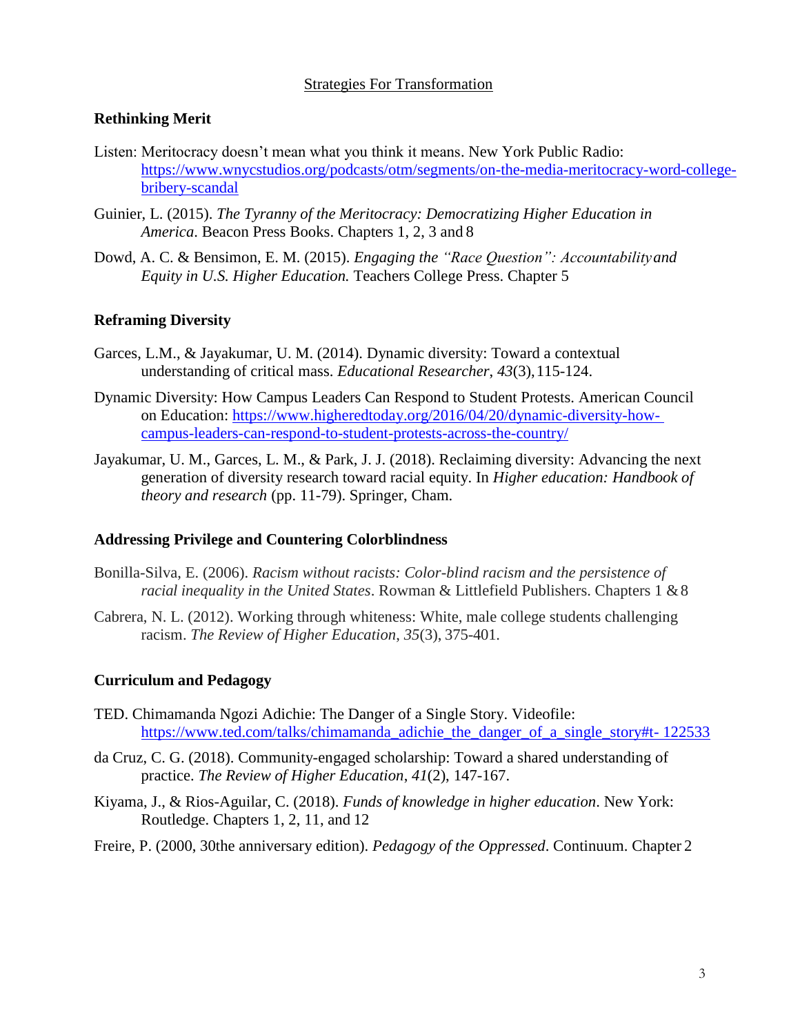## Strategies For Transformation

### Rethinking Merit

Listen: Meritocracy doesn't mean what you think it means. New York Public Radio: https://www.wnycstudios.org/podcasts/otm/segments/on-the-media-meritocracy-word-college-bribery-scandal

Guinier, L. (2015). *The Tyranny of the Meritocracy: Democratizing Higher Education in America*. Beacon Press Books. Chapters 1, 2, 3 and 8

Dowd, A. C. & Bensimon, E. M. (2015). *Engaging the "Race Question": Accountability and Equity in U.S. Higher Education.* Teachers College Press. Chapter 5

### Reframing Diversity

Garces, L.M., & Jayakumar, U. M. (2014). Dynamic diversity: Toward a contextual understanding of critical mass. *Educational Researcher*, *43*(3), 115-124.

Dynamic Diversity: How Campus Leaders Can Respond to Student Protests. American Council on Education: https://www.higheredtoday.org/2016/04/20/dynamic-diversity-how-campus-leaders-can-respond-to-student-protests-across-the-country/

Jayakumar, U. M., Garces, L. M., & Park, J. J. (2018). Reclaiming diversity: Advancing the next generation of diversity research toward racial equity. In *Higher education: Handbook of theory and research* (pp. 11-79). Springer, Cham.

### Addressing Privilege and Countering Colorblindness

Bonilla-Silva, E. (2006). *Racism without racists: Color-blind racism and the persistence of racial inequality in the United States*. Rowman & Littlefield Publishers. Chapters 1 & 8

Cabrera, N. L. (2012). Working through whiteness: White, male college students challenging racism. *The Review of Higher Education*, *35*(3), 375-401.

### Curriculum and Pedagogy

TED. Chimamanda Ngozi Adichie: The Danger of a Single Story. Videofile: https://www.ted.com/talks/chimamanda_adichie_the_danger_of_a_single_story#t- 122533

da Cruz, C. G. (2018). Community-engaged scholarship: Toward a shared understanding of practice. *The Review of Higher Education*, *41*(2), 147-167.

Kiyama, J., & Rios-Aguilar, C. (2018). *Funds of knowledge in higher education*. New York: Routledge. Chapters 1, 2, 11, and 12

Freire, P. (2000, 30the anniversary edition). *Pedagogy of the Oppressed*. Continuum. Chapter 2